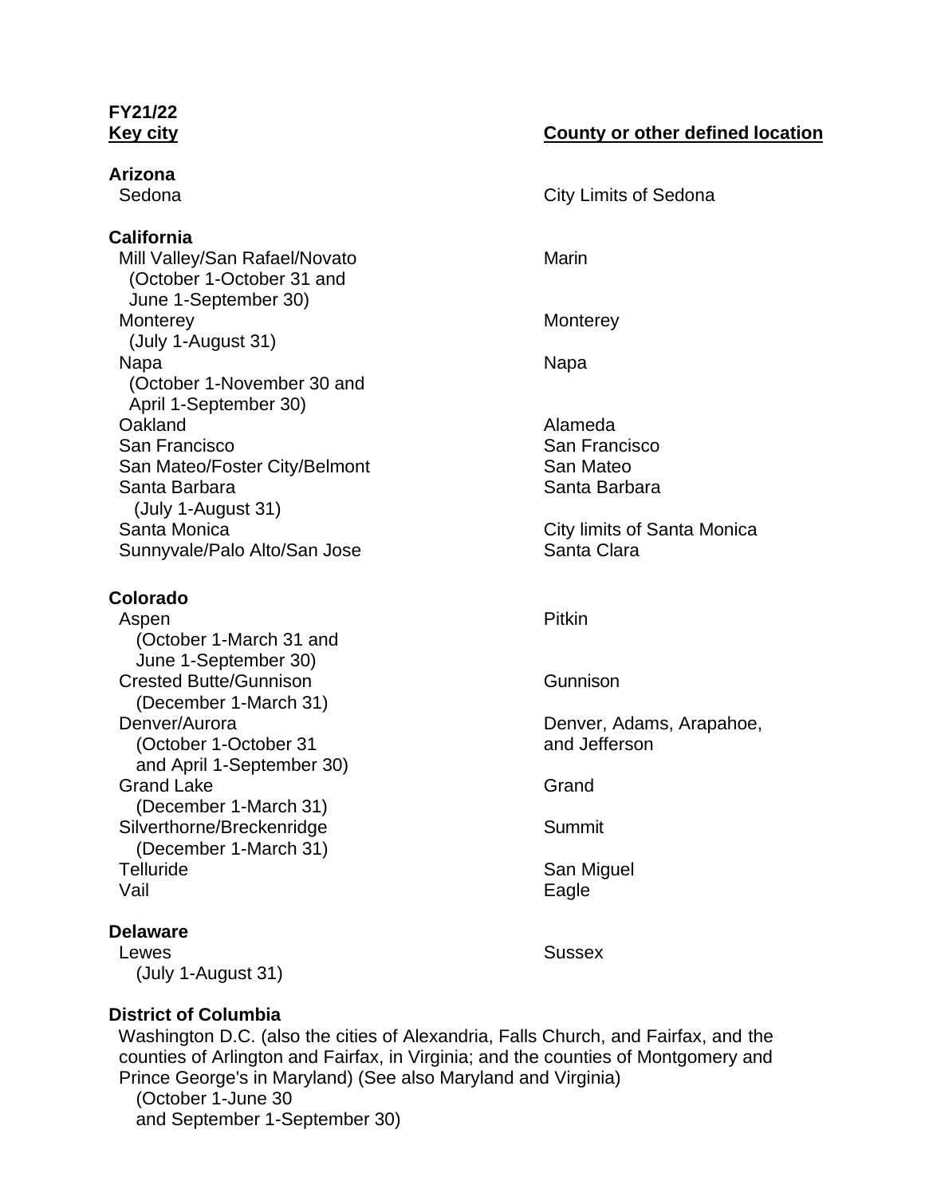**FY21/22**

| Key city | County or other defined location |
| --- | --- |
| **Arizona** | |
| Sedona | City Limits of Sedona |
| **California** | |
| Mill Valley/San Rafael/Novato (October 1-October 31 and June 1-September 30) | Marin |
| Monterey (July 1-August 31) | Monterey |
| Napa (October 1-November 30 and April 1-September 30) | Napa |
| Oakland | Alameda |
| San Francisco | San Francisco |
| San Mateo/Foster City/Belmont | San Mateo |
| Santa Barbara (July 1-August 31) | Santa Barbara |
| Santa Monica | City limits of Santa Monica |
| Sunnyvale/Palo Alto/San Jose | Santa Clara |
| **Colorado** | |
| Aspen (October 1-March 31 and June 1-September 30) | Pitkin |
| Crested Butte/Gunnison (December 1-March 31) | Gunnison |
| Denver/Aurora (October 1-October 31 and April 1-September 30) | Denver, Adams, Arapahoe, and Jefferson |
| Grand Lake (December 1-March 31) | Grand |
| Silverthorne/Breckenridge (December 1-March 31) | Summit |
| Telluride | San Miguel |
| Vail | Eagle |
| **Delaware** | |
| Lewes (July 1-August 31) | Sussex |

**District of Columbia**

Washington D.C. (also the cities of Alexandria, Falls Church, and Fairfax, and the counties of Arlington and Fairfax, in Virginia; and the counties of Montgomery and Prince George's in Maryland) (See also Maryland and Virginia)
(October 1-June 30
and September 1-September 30)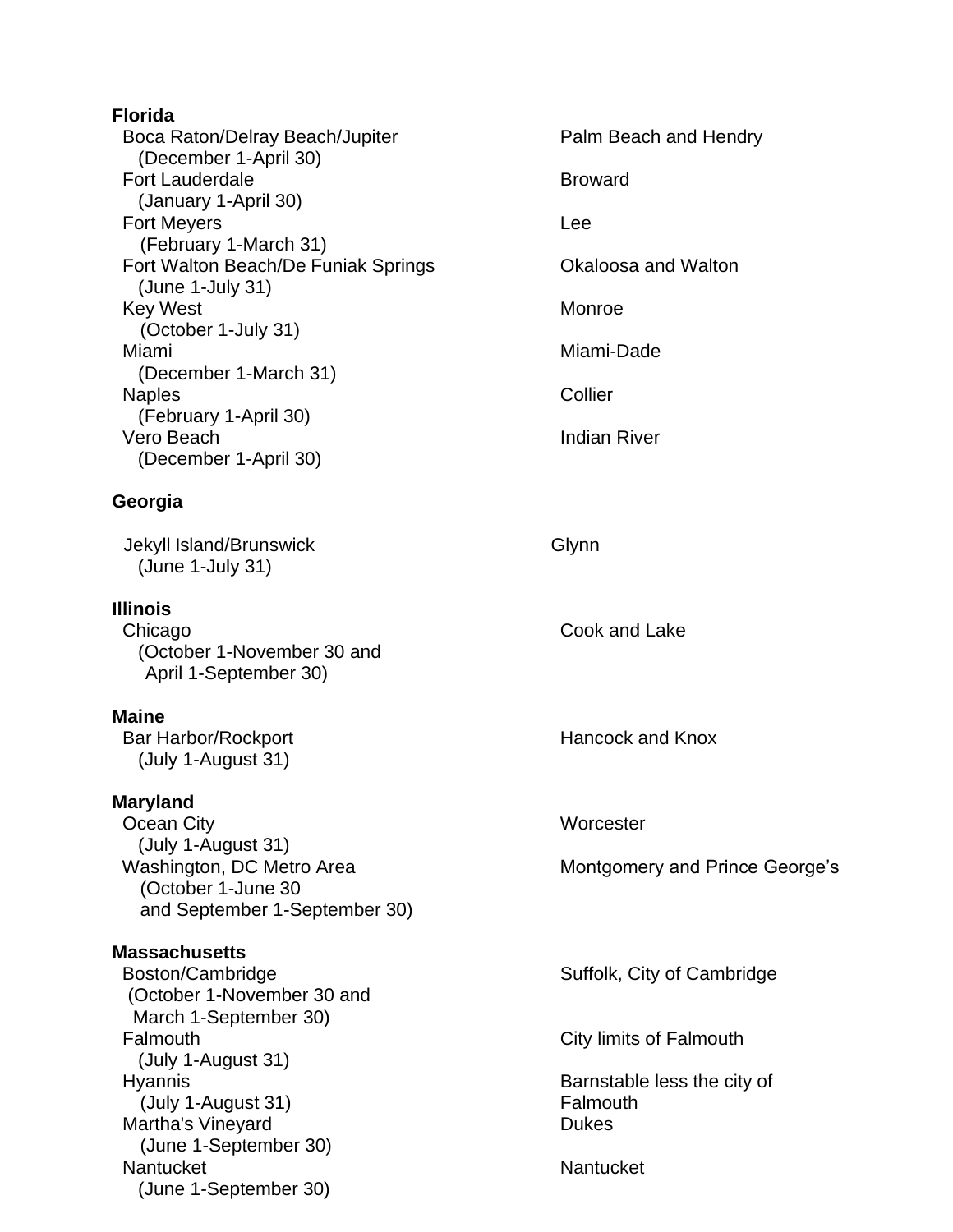**Florida**

| Location | County |
|---|---|
| Boca Raton/Delray Beach/Jupiter (December 1-April 30) | Palm Beach and Hendry |
| Fort Lauderdale (January 1-April 30) | Broward |
| Fort Meyers (February 1-March 31) | Lee |
| Fort Walton Beach/De Funiak Springs (June 1-July 31) | Okaloosa and Walton |
| Key West (October 1-July 31) | Monroe |
| Miami (December 1-March 31) | Miami-Dade |
| Naples (February 1-April 30) | Collier |
| Vero Beach (December 1-April 30) | Indian River |

**Georgia**

| Location | County |
|---|---|
| Jekyll Island/Brunswick (June 1-July 31) | Glynn |

**Illinois**

| Location | County |
|---|---|
| Chicago (October 1-November 30 and April 1-September 30) | Cook and Lake |

**Maine**

| Location | County |
|---|---|
| Bar Harbor/Rockport (July 1-August 31) | Hancock and Knox |

**Maryland**

| Location | County |
|---|---|
| Ocean City (July 1-August 31) | Worcester |
| Washington, DC Metro Area (October 1-June 30 and September 1-September 30) | Montgomery and Prince George's |

**Massachusetts**

| Location | County |
|---|---|
| Boston/Cambridge (October 1-November 30 and March 1-September 30) | Suffolk, City of Cambridge |
| Falmouth (July 1-August 31) | City limits of Falmouth |
| Hyannis (July 1-August 31) | Barnstable less the city of Falmouth |
| Martha's Vineyard (June 1-September 30) | Dukes |
| Nantucket (June 1-September 30) | Nantucket |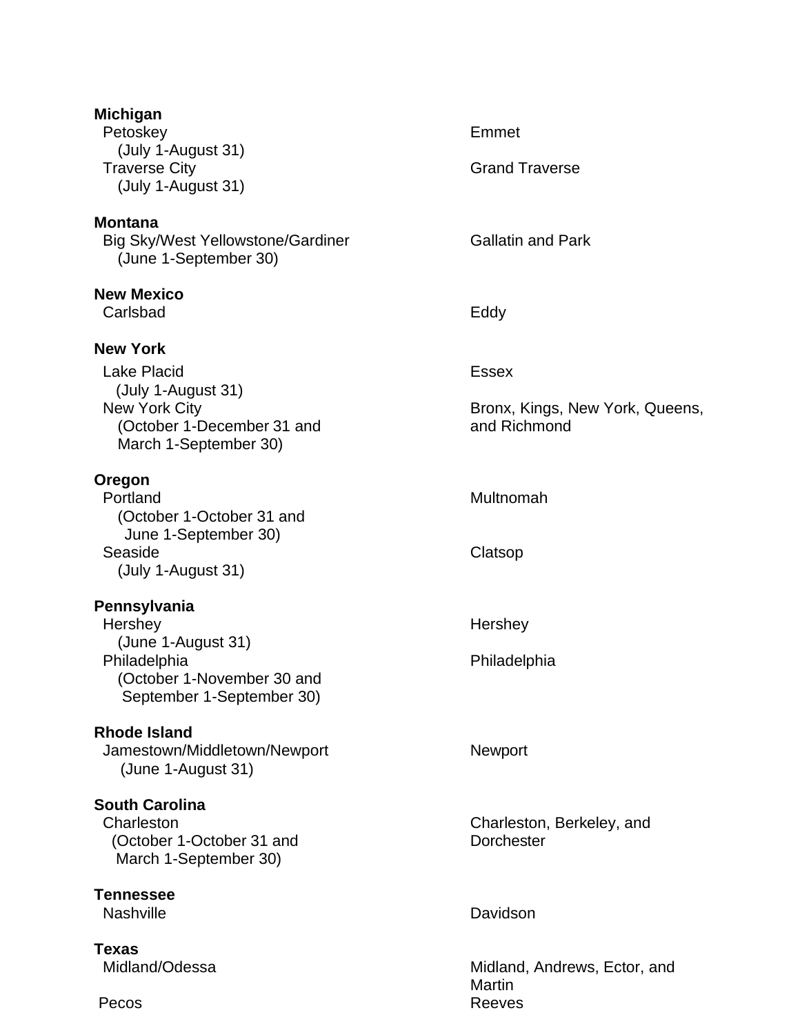**Michigan**

| | |
|---|---|
| Petoskey (July 1-August 31) | Emmet |
| Traverse City (July 1-August 31) | Grand Traverse |

**Montana**

| | |
|---|---|
| Big Sky/West Yellowstone/Gardiner (June 1-September 30) | Gallatin and Park |

**New Mexico**

| | |
|---|---|
| Carlsbad | Eddy |

**New York**

| | |
|---|---|
| Lake Placid (July 1-August 31) | Essex |
| New York City (October 1-December 31 and March 1-September 30) | Bronx, Kings, New York, Queens, and Richmond |

**Oregon**

| | |
|---|---|
| Portland (October 1-October 31 and June 1-September 30) | Multnomah |
| Seaside (July 1-August 31) | Clatsop |

**Pennsylvania**

| | |
|---|---|
| Hershey (June 1-August 31) | Hershey |
| Philadelphia (October 1-November 30 and September 1-September 30) | Philadelphia |

**Rhode Island**

| | |
|---|---|
| Jamestown/Middletown/Newport (June 1-August 31) | Newport |

**South Carolina**

| | |
|---|---|
| Charleston (October 1-October 31 and March 1-September 30) | Charleston, Berkeley, and Dorchester |

**Tennessee**

| | |
|---|---|
| Nashville | Davidson |

**Texas**

| | |
|---|---|
| Midland/Odessa | Midland, Andrews, Ector, and Martin |
| Pecos | Reeves |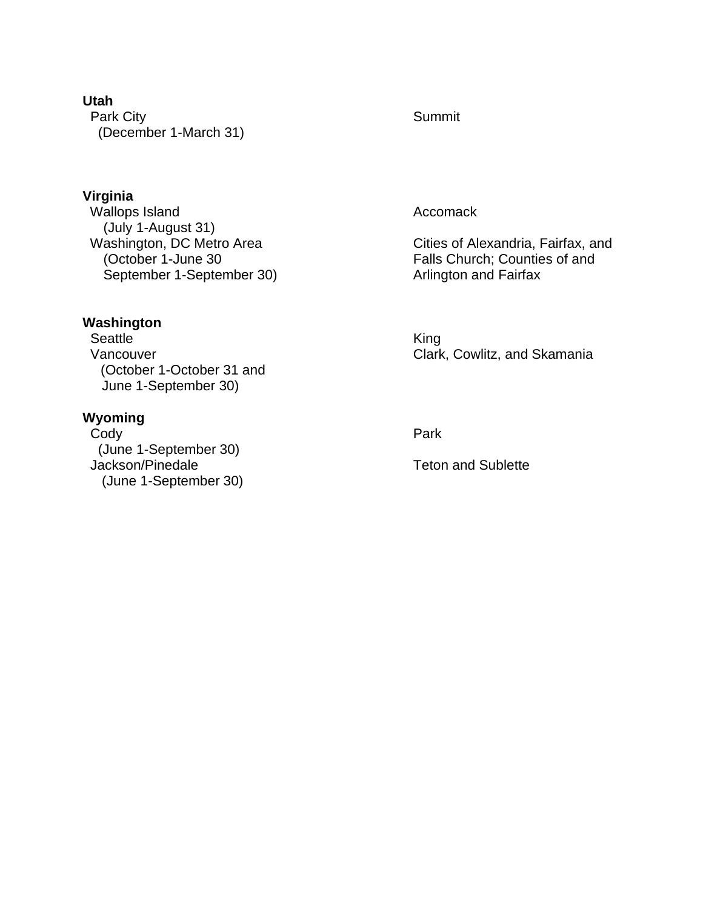| | |
|---|---|
| **Utah** | |
| Park City (December 1-March 31) | Summit |
| **Virginia** | |
| Wallops Island (July 1-August 31) | Accomack |
| Washington, DC Metro Area (October 1-June 30 September 1-September 30) | Cities of Alexandria, Fairfax, and Falls Church; Counties of and Arlington and Fairfax |
| **Washington** | |
| Seattle | King |
| Vancouver (October 1-October 31 and June 1-September 30) | Clark, Cowlitz, and Skamania |
| **Wyoming** | |
| Cody (June 1-September 30) | Park |
| Jackson/Pinedale (June 1-September 30) | Teton and Sublette |